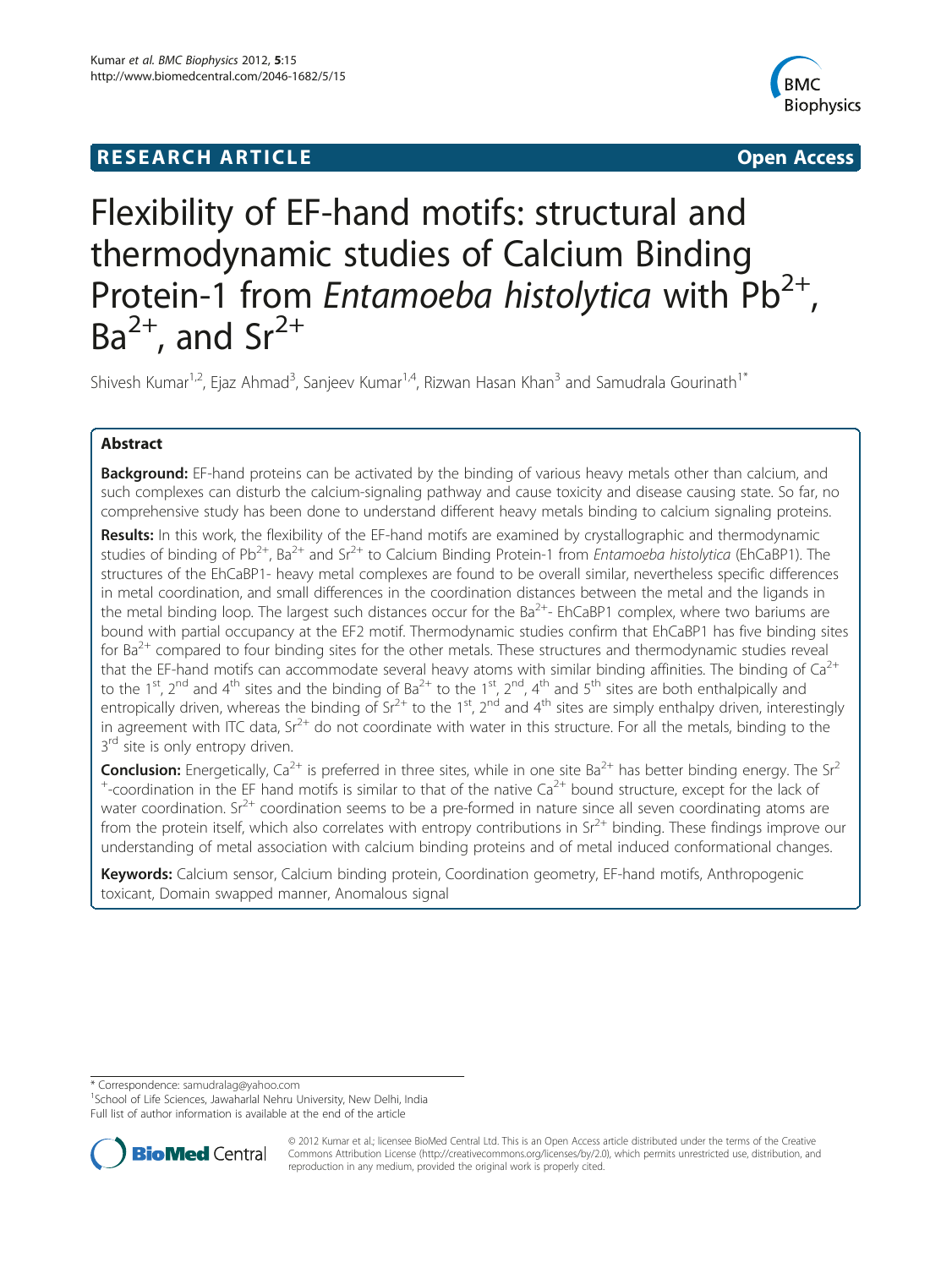**RESEARCH ARTICLE** **Open Access**

# Flexibility of EF-hand motifs: structural and thermodynamic studies of Calcium Binding Protein-1 from *Entamoeba histolytica* with $Pb^{2+}$, $Ba^{2+}$, and $Sr^{2+}$

Shivesh Kumar[1,2], Ejaz Ahmad[3], Sanjeev Kumar[1,4], Rizwan Hasan Khan[3] and Samudrala Gourinath[1*]

## Abstract

**Background:** EF-hand proteins can be activated by the binding of various heavy metals other than calcium, and such complexes can disturb the calcium-signaling pathway and cause toxicity and disease causing state. So far, no comprehensive study has been done to understand different heavy metals binding to calcium signaling proteins.

**Results:** In this work, the flexibility of the EF-hand motifs are examined by crystallographic and thermodynamic studies of binding of $Pb^{2+}$, $Ba^{2+}$ and $Sr^{2+}$ to Calcium Binding Protein-1 from *Entamoeba histolytica* (EhCaBP1). The structures of the EhCaBP1- heavy metal complexes are found to be overall similar, nevertheless specific differences in metal coordination, and small differences in the coordination distances between the metal and the ligands in the metal binding loop. The largest such distances occur for the $Ba^{2+}$- EhCaBP1 complex, where two bariums are bound with partial occupancy at the EF2 motif. Thermodynamic studies confirm that EhCaBP1 has five binding sites for $Ba^{2+}$ compared to four binding sites for the other metals. These structures and thermodynamic studies reveal that the EF-hand motifs can accommodate several heavy atoms with similar binding affinities. The binding of $Ca^{2+}$ to the 1$^{st}$, 2$^{nd}$ and 4$^{th}$ sites and the binding of $Ba^{2+}$ to the 1$^{st}$, 2$^{nd}$, 4$^{th}$ and 5$^{th}$ sites are both enthalpically and entropically driven, whereas the binding of $Sr^{2+}$ to the 1$^{st}$, 2$^{nd}$ and 4$^{th}$ sites are simply enthalpy driven, interestingly in agreement with ITC data, $Sr^{2+}$ do not coordinate with water in this structure. For all the metals, binding to the 3$^{rd}$ site is only entropy driven.

**Conclusion:** Energetically, $Ca^{2+}$ is preferred in three sites, while in one site $Ba^{2+}$ has better binding energy. The $Sr^{2+}$-coordination in the EF hand motifs is similar to that of the native $Ca^{2+}$ bound structure, except for the lack of water coordination. $Sr^{2+}$ coordination seems to be a pre-formed in nature since all seven coordinating atoms are from the protein itself, which also correlates with entropy contributions in $Sr^{2+}$ binding. These findings improve our understanding of metal association with calcium binding proteins and of metal induced conformational changes.

**Keywords:** Calcium sensor, Calcium binding protein, Coordination geometry, EF-hand motifs, Anthropogenic toxicant, Domain swapped manner, Anomalous signal

\* Correspondence: samudralag@yahoo.com
[1]School of Life Sciences, Jawaharlal Nehru University, New Delhi, India
Full list of author information is available at the end of the article

© 2012 Kumar et al.; licensee BioMed Central Ltd. This is an Open Access article distributed under the terms of the Creative Commons Attribution License (http://creativecommons.org/licenses/by/2.0), which permits unrestricted use, distribution, and reproduction in any medium, provided the original work is properly cited.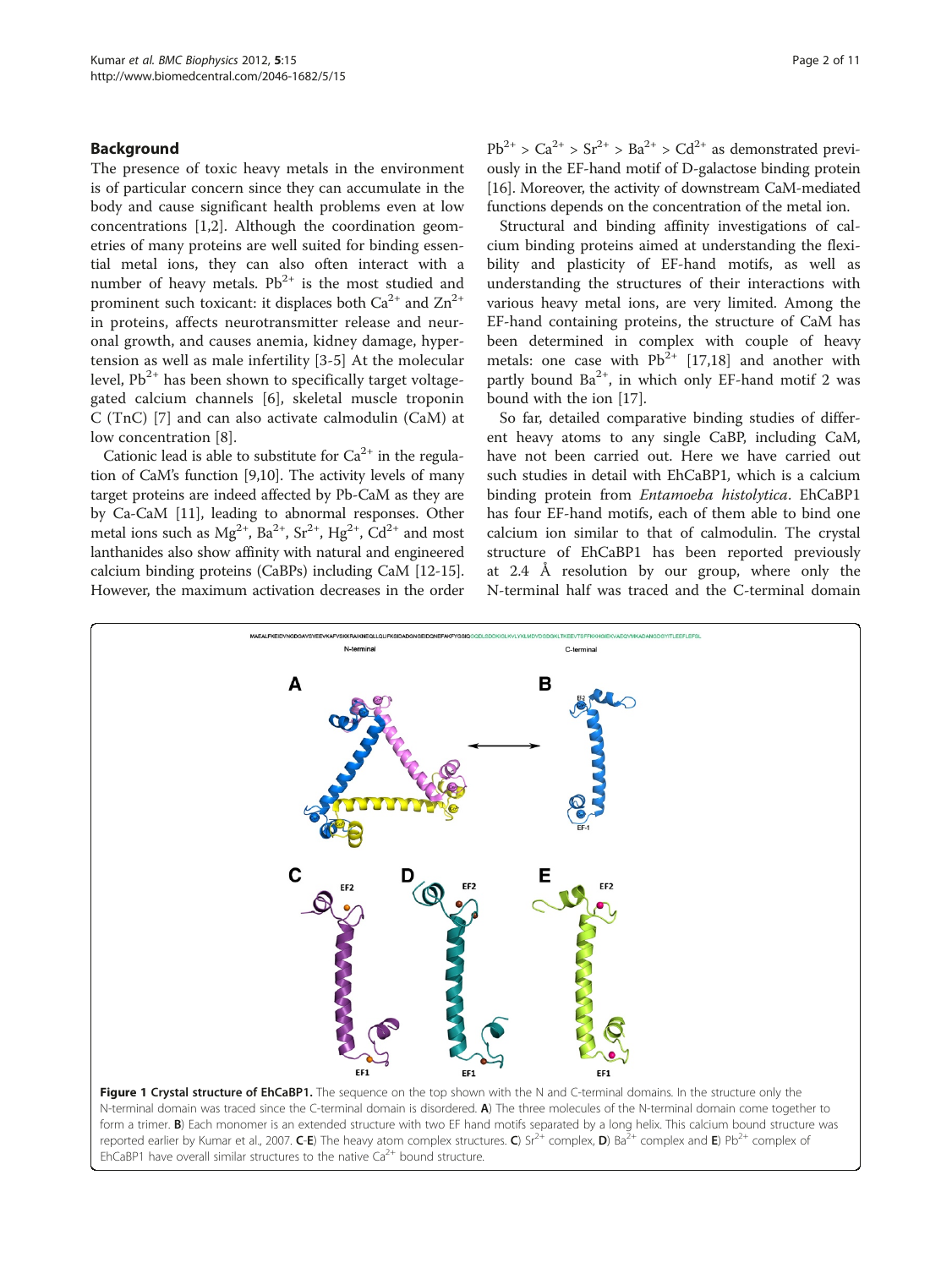## Background

The presence of toxic heavy metals in the environment is of particular concern since they can accumulate in the body and cause significant health problems even at low concentrations [1,2]. Although the coordination geometries of many proteins are well suited for binding essential metal ions, they can also often interact with a number of heavy metals. $Pb^{2+}$ is the most studied and prominent such toxicant: it displaces both $Ca^{2+}$ and $Zn^{2+}$ in proteins, affects neurotransmitter release and neuronal growth, and causes anemia, kidney damage, hypertension as well as male infertility [3-5] At the molecular level, $Pb^{2+}$ has been shown to specifically target voltage-gated calcium channels [6], skeletal muscle troponin C (TnC) [7] and can also activate calmodulin (CaM) at low concentration [8].

Cationic lead is able to substitute for $Ca^{2+}$ in the regulation of CaM's function [9,10]. The activity levels of many target proteins are indeed affected by Pb-CaM as they are by Ca-CaM [11], leading to abnormal responses. Other metal ions such as $Mg^{2+}$, $Ba^{2+}$, $Sr^{2+}$, $Hg^{2+}$, $Cd^{2+}$ and most lanthanides also show affinity with natural and engineered calcium binding proteins (CaBPs) including CaM [12-15]. However, the maximum activation decreases in the order $Pb^{2+} > Ca^{2+} > Sr^{2+} > Ba^{2+} > Cd^{2+}$ as demonstrated previously in the EF-hand motif of D-galactose binding protein [16]. Moreover, the activity of downstream CaM-mediated functions depends on the concentration of the metal ion.

Structural and binding affinity investigations of calcium binding proteins aimed at understanding the flexibility and plasticity of EF-hand motifs, as well as understanding the structures of their interactions with various heavy metal ions, are very limited. Among the EF-hand containing proteins, the structure of CaM has been determined in complex with couple of heavy metals: one case with $Pb^{2+}$ [17,18] and another with partly bound $Ba^{2+}$, in which only EF-hand motif 2 was bound with the ion [17].

So far, detailed comparative binding studies of different heavy atoms to any single CaBP, including CaM, have not been carried out. Here we have carried out such studies in detail with EhCaBP1, which is a calcium binding protein from *Entamoeba histolytica*. EhCaBP1 has four EF-hand motifs, each of them able to bind one calcium ion similar to that of calmodulin. The crystal structure of EhCaBP1 has been reported previously at 2.4 Å resolution by our group, where only the N-terminal half was traced and the C-terminal domain

MAEALFKEIDVNGDGAVSYEEVKAFVSKKRAIKNEQLLQLIFKSIDADGNGEIDQNEFAKFYGSIQGQDLSDDKIGLKVLYKLMDVDGDGKLTKEEVTSFFKKHGIEKVAEQVMKADANGDGYITLEEFLEFSL

N-terminal

C-terminal

A

B

EF2

EF-1

C

D

E

EF2

EF2

EF2

EF1

EF1

EF1

**Figure 1 Crystal structure of EhCaBP1.** The sequence on the top shown with the N and C-terminal domains. In the structure only the N-terminal domain was traced since the C-terminal domain is disordered. **A**) The three molecules of the N-terminal domain come together to form a trimer. **B**) Each monomer is an extended structure with two EF hand motifs separated by a long helix. This calcium bound structure was reported earlier by Kumar et al., 2007. **C-E**) The heavy atom complex structures. **C**) $Sr^{2+}$ complex, **D**) $Ba^{2+}$ complex and **E**) $Pb^{2+}$ complex of EhCaBP1 have overall similar structures to the native $Ca^{2+}$ bound structure.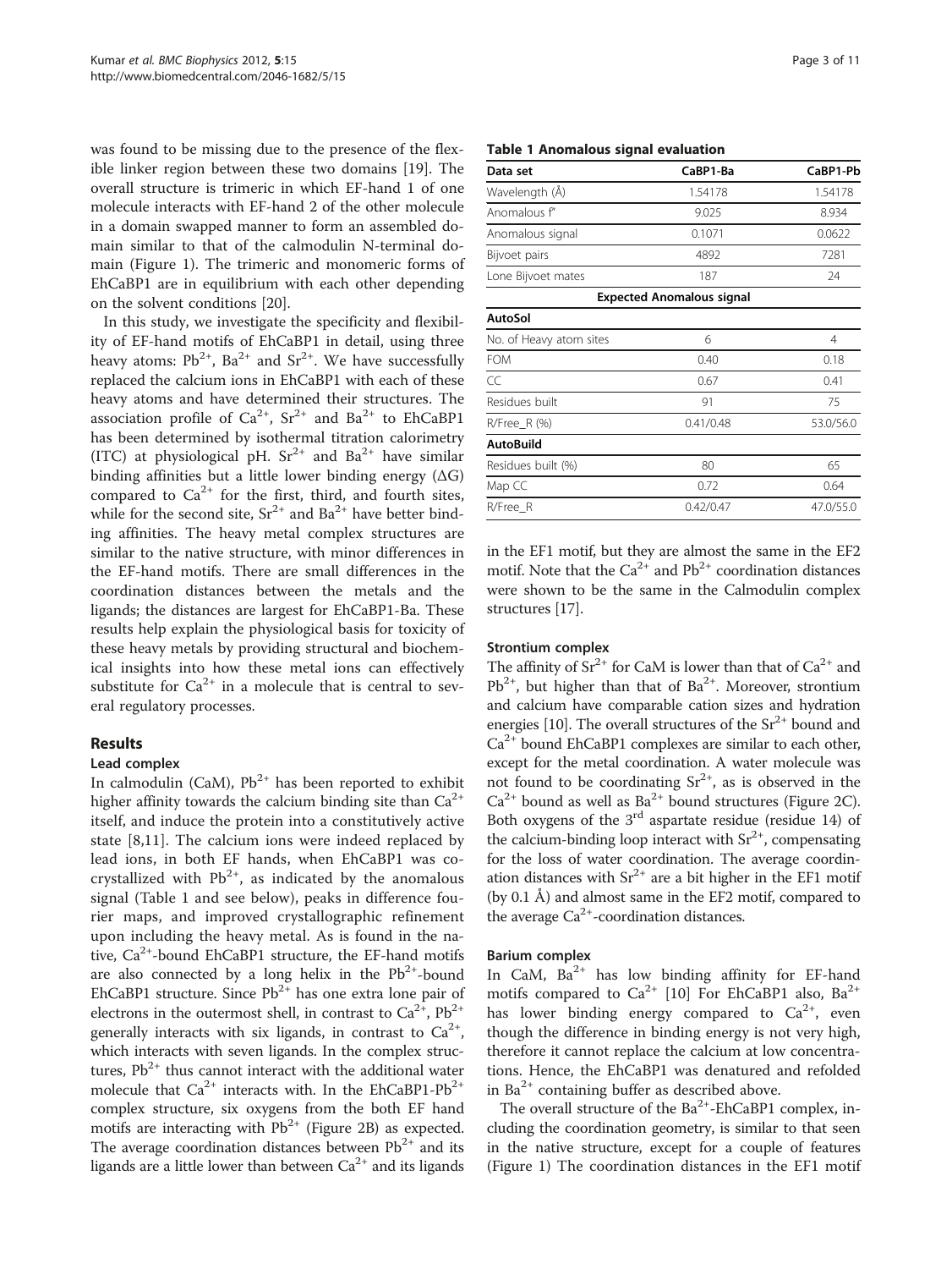was found to be missing due to the presence of the flexible linker region between these two domains [19]. The overall structure is trimeric in which EF-hand 1 of one molecule interacts with EF-hand 2 of the other molecule in a domain swapped manner to form an assembled domain similar to that of the calmodulin N-terminal domain (Figure 1). The trimeric and monomeric forms of EhCaBP1 are in equilibrium with each other depending on the solvent conditions [20].

In this study, we investigate the specificity and flexibility of EF-hand motifs of EhCaBP1 in detail, using three heavy atoms: $Pb^{2+}$, $Ba^{2+}$ and $Sr^{2+}$. We have successfully replaced the calcium ions in EhCaBP1 with each of these heavy atoms and have determined their structures. The association profile of $Ca^{2+}$, $Sr^{2+}$ and $Ba^{2+}$ to EhCaBP1 has been determined by isothermal titration calorimetry (ITC) at physiological pH. $Sr^{2+}$ and $Ba^{2+}$ have similar binding affinities but a little lower binding energy ($\Delta G$) compared to $Ca^{2+}$ for the first, third, and fourth sites, while for the second site, $Sr^{2+}$ and $Ba^{2+}$ have better binding affinities. The heavy metal complex structures are similar to the native structure, with minor differences in the EF-hand motifs. There are small differences in the coordination distances between the metals and the ligands; the distances are largest for EhCaBP1-Ba. These results help explain the physiological basis for toxicity of these heavy metals by providing structural and biochemical insights into how these metal ions can effectively substitute for $Ca^{2+}$ in a molecule that is central to several regulatory processes.

## Results

### Lead complex

In calmodulin (CaM), $Pb^{2+}$ has been reported to exhibit higher affinity towards the calcium binding site than $Ca^{2+}$ itself, and induce the protein into a constitutively active state [8,11]. The calcium ions were indeed replaced by lead ions, in both EF hands, when EhCaBP1 was cocrystallized with $Pb^{2+}$, as indicated by the anomalous signal (Table 1 and see below), peaks in difference fourier maps, and improved crystallographic refinement upon including the heavy metal. As is found in the native, $Ca^{2+}$-bound EhCaBP1 structure, the EF-hand motifs are also connected by a long helix in the $Pb^{2+}$-bound EhCaBP1 structure. Since $Pb^{2+}$ has one extra lone pair of electrons in the outermost shell, in contrast to $Ca^{2+}$, $Pb^{2+}$ generally interacts with six ligands, in contrast to $Ca^{2+}$, which interacts with seven ligands. In the complex structures, $Pb^{2+}$ thus cannot interact with the additional water molecule that $Ca^{2+}$ interacts with. In the EhCaBP1-$Pb^{2+}$ complex structure, six oxygens from the both EF hand motifs are interacting with $Pb^{2+}$ (Figure 2B) as expected. The average coordination distances between $Pb^{2+}$ and its ligands are a little lower than between $Ca^{2+}$ and its ligands in the EF1 motif, but they are almost the same in the EF2 motif. Note that the $Ca^{2+}$ and $Pb^{2+}$ coordination distances were shown to be the same in the Calmodulin complex structures [17].

**Table 1 Anomalous signal evaluation**

| Data set | CaBP1-Ba | CaBP1-Pb |
|---|---|---|
| Wavelength (Å) | 1.54178 | 1.54178 |
| Anomalous f" | 9.025 | 8.934 |
| Anomalous signal | 0.1071 | 0.0622 |
| Bijvoet pairs | 4892 | 7281 |
| Lone Bijvoet mates | 187 | 24 |
| **Expected Anomalous signal** | | |
| **AutoSol** | | |
| No. of Heavy atom sites | 6 | 4 |
| FOM | 0.40 | 0.18 |
| CC | 0.67 | 0.41 |
| Residues built | 91 | 75 |
| R/Free_R (%) | 0.41/0.48 | 53.0/56.0 |
| **AutoBuild** | | |
| Residues built (%) | 80 | 65 |
| Map CC | 0.72 | 0.64 |
| R/Free_R | 0.42/0.47 | 47.0/55.0 |

### Strontium complex

The affinity of $Sr^{2+}$ for CaM is lower than that of $Ca^{2+}$ and $Pb^{2+}$, but higher than that of $Ba^{2+}$. Moreover, strontium and calcium have comparable cation sizes and hydration energies [10]. The overall structures of the $Sr^{2+}$ bound and $Ca^{2+}$ bound EhCaBP1 complexes are similar to each other, except for the metal coordination. A water molecule was not found to be coordinating $Sr^{2+}$, as is observed in the $Ca^{2+}$ bound as well as $Ba^{2+}$ bound structures (Figure 2C). Both oxygens of the 3rd aspartate residue (residue 14) of the calcium-binding loop interact with $Sr^{2+}$, compensating for the loss of water coordination. The average coordination distances with $Sr^{2+}$ are a bit higher in the EF1 motif (by 0.1 Å) and almost same in the EF2 motif, compared to the average $Ca^{2+}$-coordination distances.

### Barium complex

In CaM, $Ba^{2+}$ has low binding affinity for EF-hand motifs compared to $Ca^{2+}$ [10] For EhCaBP1 also, $Ba^{2+}$ has lower binding energy compared to $Ca^{2+}$, even though the difference in binding energy is not very high, therefore it cannot replace the calcium at low concentrations. Hence, the EhCaBP1 was denatured and refolded in $Ba^{2+}$ containing buffer as described above.

The overall structure of the $Ba^{2+}$-EhCaBP1 complex, including the coordination geometry, is similar to that seen in the native structure, except for a couple of features (Figure 1) The coordination distances in the EF1 motif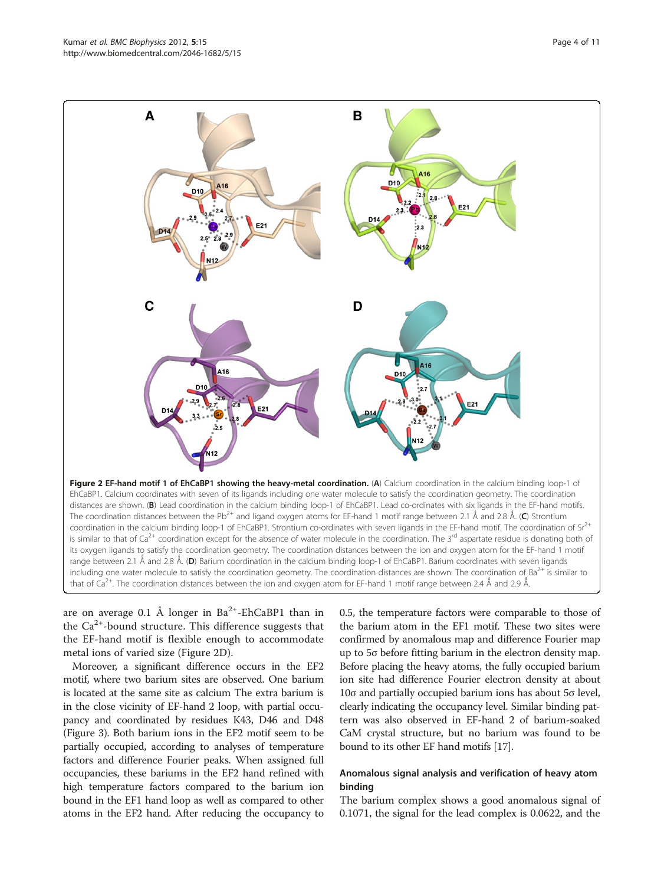A

D10 A16 D14 E21 N12 W

2.9 2.5 2.4 2.7 2.5 2.8 2.9

B

D10 A16 D14 E21 N12 Pb

2.2 2.1 2.8 2.3 2.8 2.3

C

A16 D10 D14 E21 N12 Sr

2.9 2.7 2.6 2.8 3.3 2.8 2.5

D

D10 A16 D14 E21 N12 W Ba

2.7 2.8 3.0 3.1 2.2 2.7 3.1

**Figure 2 EF-hand motif 1 of EhCaBP1 showing the heavy-metal coordination.** (**A**) Calcium coordination in the calcium binding loop-1 of EhCaBP1. Calcium coordinates with seven of its ligands including one water molecule to satisfy the coordination geometry. The coordination distances are shown. (**B**) Lead coordination in the calcium binding loop-1 of EhCaBP1. Lead co-ordinates with six ligands in the EF-hand motifs. The coordination distances between the $Pb^{2+}$ and ligand oxygen atoms for EF-hand 1 motif range between 2.1 Å and 2.8 Å. (**C**) Strontium coordination in the calcium binding loop-1 of EhCaBP1. Strontium co-ordinates with seven ligands in the EF-hand motif. The coordination of $Sr^{2+}$ is similar to that of $Ca^{2+}$ coordination except for the absence of water molecule in the coordination. The 3rd aspartate residue is donating both of its oxygen ligands to satisfy the coordination geometry. The coordination distances between the ion and oxygen atom for the EF-hand 1 motif range between 2.1 Å and 2.8 Å. (**D**) Barium coordination in the calcium binding loop-1 of EhCaBP1. Barium coordinates with seven ligands including one water molecule to satisfy the coordination geometry. The coordination distances are shown. The coordination of $Ba^{2+}$ is similar to that of $Ca^{2+}$. The coordination distances between the ion and oxygen atom for EF-hand 1 motif range between 2.4 Å and 2.9 Å.

are on average 0.1 Å longer in $Ba^{2+}$-EhCaBP1 than in the $Ca^{2+}$-bound structure. This difference suggests that the EF-hand motif is flexible enough to accommodate metal ions of varied size (Figure 2D).

Moreover, a significant difference occurs in the EF2 motif, where two barium sites are observed. One barium is located at the same site as calcium The extra barium is in the close vicinity of EF-hand 2 loop, with partial occupancy and coordinated by residues K43, D46 and D48 (Figure 3). Both barium ions in the EF2 motif seem to be partially occupied, according to analyses of temperature factors and difference Fourier peaks. When assigned full occupancies, these bariums in the EF2 hand refined with high temperature factors compared to the barium ion bound in the EF1 hand loop as well as compared to other atoms in the EF2 hand. After reducing the occupancy to 0.5, the temperature factors were comparable to those of the barium atom in the EF1 motif. These two sites were confirmed by anomalous map and difference Fourier map up to 5σ before fitting barium in the electron density map. Before placing the heavy atoms, the fully occupied barium ion site had difference Fourier electron density at about 10σ and partially occupied barium ions has about 5σ level, clearly indicating the occupancy level. Similar binding pattern was also observed in EF-hand 2 of barium-soaked CaM crystal structure, but no barium was found to be bound to its other EF hand motifs [17].

### Anomalous signal analysis and verification of heavy atom binding

The barium complex shows a good anomalous signal of 0.1071, the signal for the lead complex is 0.0622, and the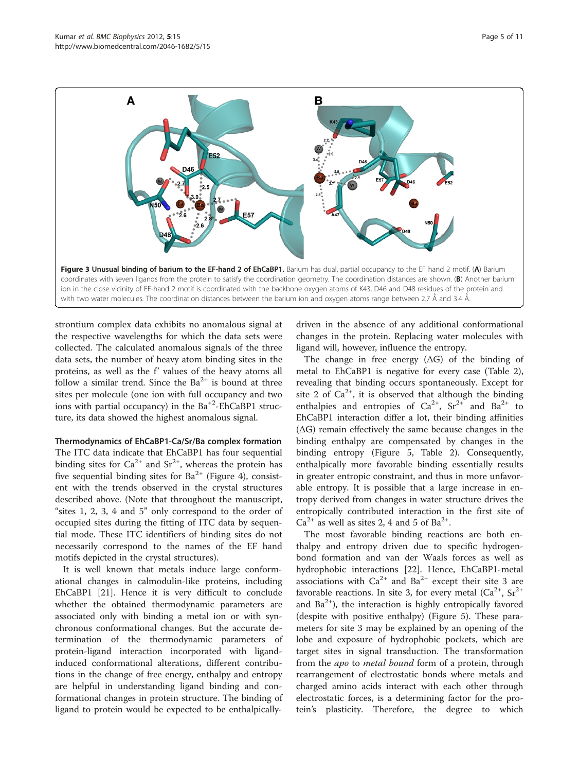**Figure 3 Unusual binding of barium to the EF-hand 2 of EhCaBP1.** Barium has dual, partial occupancy to the EF hand 2 motif. (**A**) Barium coordinates with seven ligands from the protein to satisfy the coordination geometry. The coordination distances are shown. (**B**) Another barium ion in the close vicinity of EF-hand 2 motif is coordinated with the backbone oxygen atoms of K43, D46 and D48 residues of the protein and with two water molecules. The coordination distances between the barium ion and oxygen atoms range between 2.7 Å and 3.4 Å.

strontium complex data exhibits no anomalous signal at the respective wavelengths for which the data sets were collected. The calculated anomalous signals of the three data sets, the number of heavy atom binding sites in the proteins, as well as the f' values of the heavy atoms all follow a similar trend. Since the $Ba^{2+}$ is bound at three sites per molecule (one ion with full occupancy and two ions with partial occupancy) in the $Ba^{+2}$-EhCaBP1 structure, its data showed the highest anomalous signal.

**Thermodynamics of EhCaBP1-Ca/Sr/Ba complex formation**

The ITC data indicate that EhCaBP1 has four sequential binding sites for $Ca^{2+}$ and $Sr^{2+}$, whereas the protein has five sequential binding sites for $Ba^{2+}$ (Figure 4), consistent with the trends observed in the crystal structures described above. (Note that throughout the manuscript, "sites 1, 2, 3, 4 and 5" only correspond to the order of occupied sites during the fitting of ITC data by sequential mode. These ITC identifiers of binding sites do not necessarily correspond to the names of the EF hand motifs depicted in the crystal structures).

It is well known that metals induce large conformational changes in calmodulin-like proteins, including EhCaBP1 [21]. Hence it is very difficult to conclude whether the obtained thermodynamic parameters are associated only with binding a metal ion or with synchronous conformational changes. But the accurate determination of the thermodynamic parameters of protein-ligand interaction incorporated with ligand-induced conformational alterations, different contributions in the change of free energy, enthalpy and entropy are helpful in understanding ligand binding and conformational changes in protein structure. The binding of ligand to protein would be expected to be enthalpically-driven in the absence of any additional conformational changes in the protein. Replacing water molecules with ligand will, however, influence the entropy.

The change in free energy ($\Delta G$) of the binding of metal to EhCaBP1 is negative for every case (Table 2), revealing that binding occurs spontaneously. Except for site 2 of $Ca^{2+}$, it is observed that although the binding enthalpies and entropies of $Ca^{2+}$, $Sr^{2+}$ and $Ba^{2+}$ to EhCaBP1 interaction differ a lot, their binding affinities ($\Delta G$) remain effectively the same because changes in the binding enthalpy are compensated by changes in the binding entropy (Figure 5, Table 2). Consequently, enthalpically more favorable binding essentially results in greater entropic constraint, and thus in more unfavorable entropy. It is possible that a large increase in entropy derived from changes in water structure drives the entropically contributed interaction in the first site of $Ca^{2+}$ as well as sites 2, 4 and 5 of $Ba^{2+}$.

The most favorable binding reactions are both enthalpy and entropy driven due to specific hydrogen-bond formation and van der Waals forces as well as hydrophobic interactions [22]. Hence, EhCaBP1-metal associations with $Ca^{2+}$ and $Ba^{2+}$ except their site 3 are favorable reactions. In site 3, for every metal ($Ca^{2+}$, $Sr^{2+}$ and $Ba^{2+}$), the interaction is highly entropically favored (despite with positive enthalpy) (Figure 5). These parameters for site 3 may be explained by an opening of the lobe and exposure of hydrophobic pockets, which are target sites in signal transduction. The transformation from the *apo* to *metal bound* form of a protein, through rearrangement of electrostatic bonds where metals and charged amino acids interact with each other through electrostatic forces, is a determining factor for the protein's plasticity. Therefore, the degree to which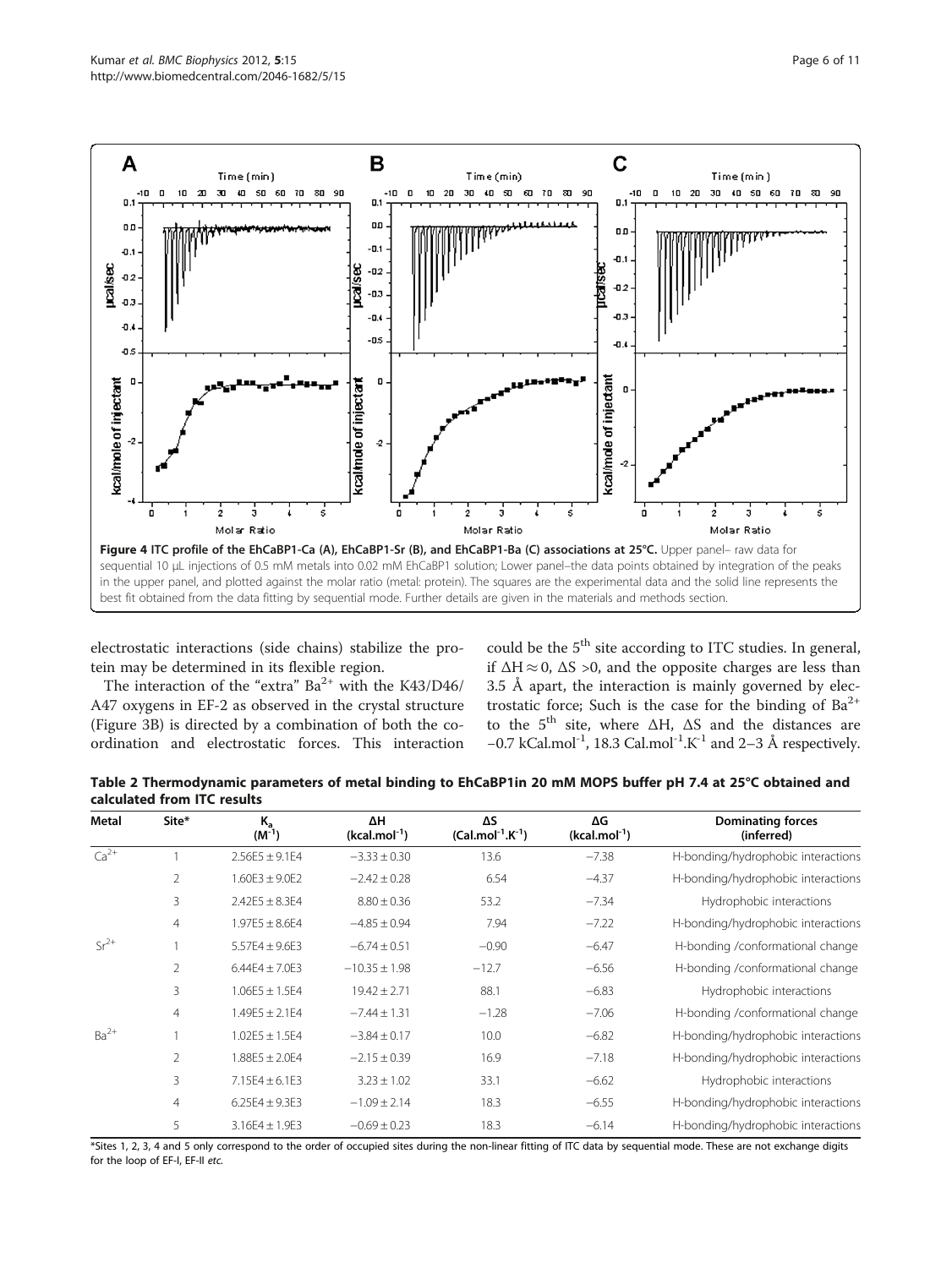A

Time (min)

-10 0 10 20 30 40 50 60 70 80 90

0.1
0.0
-0.1
-0.2
-0.3
-0.4
-0.5

μcal/sec

kcal/mole of injectant

0
-2
-4

0 1 2 3 4 5

Molar Ratio

B

Time (min)

-10 0 10 20 30 40 50 60 70 80 90

0.1
0.0
-0.1
-0.2
-0.3
-0.4
-0.5

μcal/sec

kcal/mole of injectant

0
-2

0 1 2 3 4 5

Molar Ratio

C

Time (min)

-10 0 10 20 30 40 50 60 70 80 90

0.1
0.0
-0.1
-0.2
-0.3
-0.4

μcal/sec

kcal/mole of injectant

0
-2

0 1 2 3 4 5

Molar Ratio

**Figure 4 ITC profile of the EhCaBP1-Ca (A), EhCaBP1-Sr (B), and EhCaBP1-Ba (C) associations at 25°C.** Upper panel– raw data for sequential 10 μL injections of 0.5 mM metals into 0.02 mM EhCaBP1 solution; Lower panel–the data points obtained by integration of the peaks in the upper panel, and plotted against the molar ratio (metal: protein). The squares are the experimental data and the solid line represents the best fit obtained from the data fitting by sequential mode. Further details are given in the materials and methods section.

electrostatic interactions (side chains) stabilize the protein may be determined in its flexible region.

The interaction of the "extra" $Ba^{2+}$ with the K43/D46/A47 oxygens in EF-2 as observed in the crystal structure (Figure 3B) is directed by a combination of both the coordination and electrostatic forces. This interaction could be the 5[th] site according to ITC studies. In general, if $\Delta H \approx 0$, $\Delta S > 0$, and the opposite charges are less than 3.5 Å apart, the interaction is mainly governed by electrostatic force; Such is the case for the binding of $Ba^{2+}$ to the 5[th] site, where ΔH, ΔS and the distances are −0.7 $kCal.mol^{-1}$, 18.3 $Cal.mol^{-1}.K^{-1}$ and 2–3 Å respectively.

**Table 2 Thermodynamic parameters of metal binding to EhCaBP1in 20 mM MOPS buffer pH 7.4 at 25°C obtained and calculated from ITC results**

| Metal | Site* | $K_a$ ($M^{-1}$) | ΔH ($kcal.mol^{-1}$) | ΔS ($Cal.mol^{-1}.K^{-1}$) | ΔG ($kcal.mol^{-1}$) | Dominating forces (inferred) |
|---|---|---|---|---|---|---|
| $Ca^{2+}$ | 1 | 2.56E5 ± 9.1E4 | −3.33 ± 0.30 | 13.6 | −7.38 | H-bonding/hydrophobic interactions |
| | 2 | 1.60E3 ± 9.0E2 | −2.42 ± 0.28 | 6.54 | −4.37 | H-bonding/hydrophobic interactions |
| | 3 | 2.42E5 ± 8.3E4 | 8.80 ± 0.36 | 53.2 | −7.34 | Hydrophobic interactions |
| | 4 | 1.97E5 ± 8.6E4 | −4.85 ± 0.94 | 7.94 | −7.22 | H-bonding/hydrophobic interactions |
| $Sr^{2+}$ | 1 | 5.57E4 ± 9.6E3 | −6.74 ± 0.51 | −0.90 | −6.47 | H-bonding /conformational change |
| | 2 | 6.44E4 ± 7.0E3 | −10.35 ± 1.98 | −12.7 | −6.56 | H-bonding /conformational change |
| | 3 | 1.06E5 ± 1.5E4 | 19.42 ± 2.71 | 88.1 | −6.83 | Hydrophobic interactions |
| | 4 | 1.49E5 ± 2.1E4 | −7.44 ± 1.31 | −1.28 | −7.06 | H-bonding /conformational change |
| $Ba^{2+}$ | 1 | 1.02E5 ± 1.5E4 | −3.84 ± 0.17 | 10.0 | −6.82 | H-bonding/hydrophobic interactions |
| | 2 | 1.88E5 ± 2.0E4 | −2.15 ± 0.39 | 16.9 | −7.18 | H-bonding/hydrophobic interactions |
| | 3 | 7.15E4 ± 6.1E3 | 3.23 ± 1.02 | 33.1 | −6.62 | Hydrophobic interactions |
| | 4 | 6.25E4 ± 9.3E3 | −1.09 ± 2.14 | 18.3 | −6.55 | H-bonding/hydrophobic interactions |
| | 5 | 3.16E4 ± 1.9E3 | −0.69 ± 0.23 | 18.3 | −6.14 | H-bonding/hydrophobic interactions |

*Sites 1, 2, 3, 4 and 5 only correspond to the order of occupied sites during the non-linear fitting of ITC data by sequential mode. These are not exchange digits for the loop of EF-I, EF-II *etc.*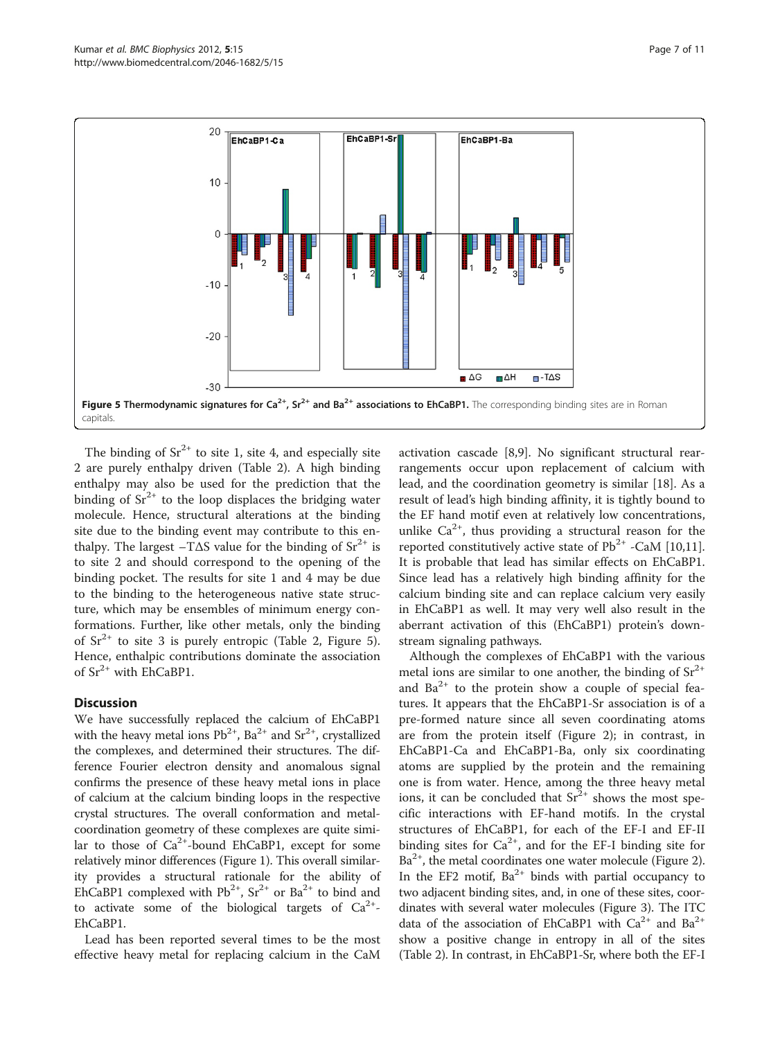**Figure 5 Thermodynamic signatures for $Ca^{2+}$, $Sr^{2+}$ and $Ba^{2+}$ associations to EhCaBP1.** The corresponding binding sites are in Roman capitals.

The binding of $Sr^{2+}$ to site 1, site 4, and especially site 2 are purely enthalpy driven (Table 2). A high binding enthalpy may also be used for the prediction that the binding of $Sr^{2+}$ to the loop displaces the bridging water molecule. Hence, structural alterations at the binding site due to the binding event may contribute to this enthalpy. The largest $-T\Delta S$ value for the binding of $Sr^{2+}$ is to site 2 and should correspond to the opening of the binding pocket. The results for site 1 and 4 may be due to the binding to the heterogeneous native state structure, which may be ensembles of minimum energy conformations. Further, like other metals, only the binding of $Sr^{2+}$ to site 3 is purely entropic (Table 2, Figure 5). Hence, enthalpic contributions dominate the association of $Sr^{2+}$ with EhCaBP1.

## Discussion

We have successfully replaced the calcium of EhCaBP1 with the heavy metal ions $Pb^{2+}$, $Ba^{2+}$ and $Sr^{2+}$, crystallized the complexes, and determined their structures. The difference Fourier electron density and anomalous signal confirms the presence of these heavy metal ions in place of calcium at the calcium binding loops in the respective crystal structures. The overall conformation and metal-coordination geometry of these complexes are quite similar to those of $Ca^{2+}$-bound EhCaBP1, except for some relatively minor differences (Figure 1). This overall similarity provides a structural rationale for the ability of EhCaBP1 complexed with $Pb^{2+}$, $Sr^{2+}$ or $Ba^{2+}$ to bind and to activate some of the biological targets of $Ca^{2+}$-EhCaBP1.

Lead has been reported several times to be the most effective heavy metal for replacing calcium in the CaM activation cascade [8,9]. No significant structural rearrangements occur upon replacement of calcium with lead, and the coordination geometry is similar [18]. As a result of lead's high binding affinity, it is tightly bound to the EF hand motif even at relatively low concentrations, unlike $Ca^{2+}$, thus providing a structural reason for the reported constitutively active state of $Pb^{2+}$ -CaM [10,11]. It is probable that lead has similar effects on EhCaBP1. Since lead has a relatively high binding affinity for the calcium binding site and can replace calcium very easily in EhCaBP1 as well. It may very well also result in the aberrant activation of this (EhCaBP1) protein's downstream signaling pathways.

Although the complexes of EhCaBP1 with the various metal ions are similar to one another, the binding of $Sr^{2+}$ and $Ba^{2+}$ to the protein show a couple of special features. It appears that the EhCaBP1-Sr association is of a pre-formed nature since all seven coordinating atoms are from the protein itself (Figure 2); in contrast, in EhCaBP1-Ca and EhCaBP1-Ba, only six coordinating atoms are supplied by the protein and the remaining one is from water. Hence, among the three heavy metal ions, it can be concluded that $Sr^{2+}$ shows the most specific interactions with EF-hand motifs. In the crystal structures of EhCaBP1, for each of the EF-I and EF-II binding sites for $Ca^{2+}$, and for the EF-I binding site for $Ba^{2+}$, the metal coordinates one water molecule (Figure 2). In the EF2 motif, $Ba^{2+}$ binds with partial occupancy to two adjacent binding sites, and, in one of these sites, coordinates with several water molecules (Figure 3). The ITC data of the association of EhCaBP1 with $Ca^{2+}$ and $Ba^{2+}$ show a positive change in entropy in all of the sites (Table 2). In contrast, in EhCaBP1-Sr, where both the EF-I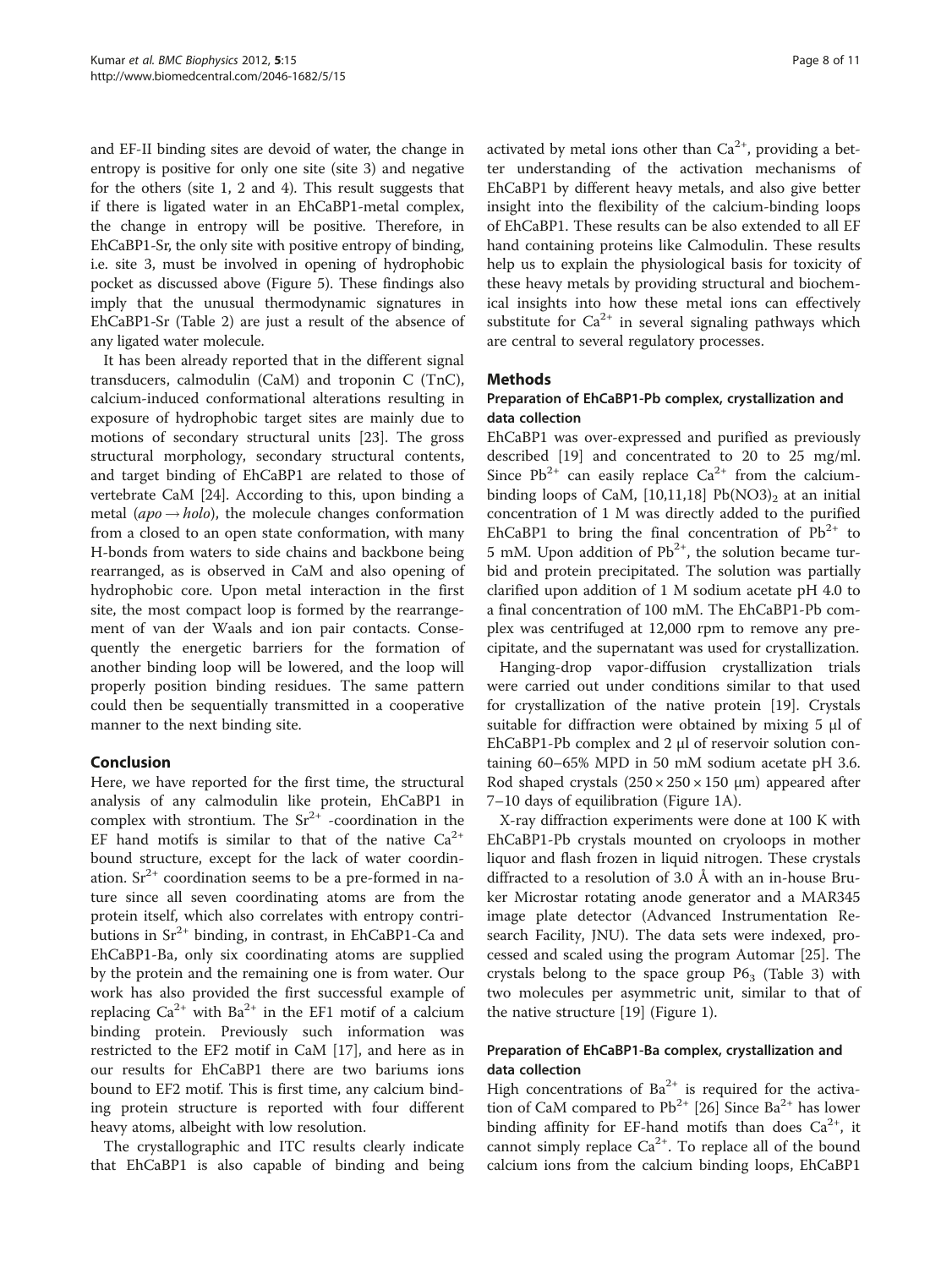and EF-II binding sites are devoid of water, the change in entropy is positive for only one site (site 3) and negative for the others (site 1, 2 and 4). This result suggests that if there is ligated water in an EhCaBP1-metal complex, the change in entropy will be positive. Therefore, in EhCaBP1-Sr, the only site with positive entropy of binding, i.e. site 3, must be involved in opening of hydrophobic pocket as discussed above (Figure 5). These findings also imply that the unusual thermodynamic signatures in EhCaBP1-Sr (Table 2) are just a result of the absence of any ligated water molecule.

It has been already reported that in the different signal transducers, calmodulin (CaM) and troponin C (TnC), calcium-induced conformational alterations resulting in exposure of hydrophobic target sites are mainly due to motions of secondary structural units [23]. The gross structural morphology, secondary structural contents, and target binding of EhCaBP1 are related to those of vertebrate CaM [24]. According to this, upon binding a metal (*apo* → *holo*), the molecule changes conformation from a closed to an open state conformation, with many H-bonds from waters to side chains and backbone being rearranged, as is observed in CaM and also opening of hydrophobic core. Upon metal interaction in the first site, the most compact loop is formed by the rearrangement of van der Waals and ion pair contacts. Consequently the energetic barriers for the formation of another binding loop will be lowered, and the loop will properly position binding residues. The same pattern could then be sequentially transmitted in a cooperative manner to the next binding site.

## Conclusion

Here, we have reported for the first time, the structural analysis of any calmodulin like protein, EhCaBP1 in complex with strontium. The $Sr^{2+}$ -coordination in the EF hand motifs is similar to that of the native $Ca^{2+}$ bound structure, except for the lack of water coordination. $Sr^{2+}$ coordination seems to be a pre-formed in nature since all seven coordinating atoms are from the protein itself, which also correlates with entropy contributions in $Sr^{2+}$ binding, in contrast, in EhCaBP1-Ca and EhCaBP1-Ba, only six coordinating atoms are supplied by the protein and the remaining one is from water. Our work has also provided the first successful example of replacing $Ca^{2+}$ with $Ba^{2+}$ in the EF1 motif of a calcium binding protein. Previously such information was restricted to the EF2 motif in CaM [17], and here as in our results for EhCaBP1 there are two bariums ions bound to EF2 motif. This is first time, any calcium binding protein structure is reported with four different heavy atoms, albeight with low resolution.

The crystallographic and ITC results clearly indicate that EhCaBP1 is also capable of binding and being activated by metal ions other than $Ca^{2+}$, providing a better understanding of the activation mechanisms of EhCaBP1 by different heavy metals, and also give better insight into the flexibility of the calcium-binding loops of EhCaBP1. These results can be also extended to all EF hand containing proteins like Calmodulin. These results help us to explain the physiological basis for toxicity of these heavy metals by providing structural and biochemical insights into how these metal ions can effectively substitute for $Ca^{2+}$ in several signaling pathways which are central to several regulatory processes.

## Methods

### Preparation of EhCaBP1-Pb complex, crystallization and data collection

EhCaBP1 was over-expressed and purified as previously described [19] and concentrated to 20 to 25 mg/ml. Since $Pb^{2+}$ can easily replace $Ca^{2+}$ from the calcium-binding loops of CaM, [10,11,18] $Pb(NO3)_2$ at an initial concentration of 1 M was directly added to the purified EhCaBP1 to bring the final concentration of $Pb^{2+}$ to 5 mM. Upon addition of $Pb^{2+}$, the solution became turbid and protein precipitated. The solution was partially clarified upon addition of 1 M sodium acetate pH 4.0 to a final concentration of 100 mM. The EhCaBP1-Pb complex was centrifuged at 12,000 rpm to remove any precipitate, and the supernatant was used for crystallization.

Hanging-drop vapor-diffusion crystallization trials were carried out under conditions similar to that used for crystallization of the native protein [19]. Crystals suitable for diffraction were obtained by mixing 5 μl of EhCaBP1-Pb complex and 2 μl of reservoir solution containing 60–65% MPD in 50 mM sodium acetate pH 3.6. Rod shaped crystals (250 × 250 × 150 μm) appeared after 7–10 days of equilibration (Figure 1A).

X-ray diffraction experiments were done at 100 K with EhCaBP1-Pb crystals mounted on cryoloops in mother liquor and flash frozen in liquid nitrogen. These crystals diffracted to a resolution of 3.0 Å with an in-house Bruker Microstar rotating anode generator and a MAR345 image plate detector (Advanced Instrumentation Research Facility, JNU). The data sets were indexed, processed and scaled using the program Automar [25]. The crystals belong to the space group $P6_3$ (Table 3) with two molecules per asymmetric unit, similar to that of the native structure [19] (Figure 1).

### Preparation of EhCaBP1-Ba complex, crystallization and data collection

High concentrations of $Ba^{2+}$ is required for the activation of CaM compared to $Pb^{2+}$ [26] Since $Ba^{2+}$ has lower binding affinity for EF-hand motifs than does $Ca^{2+}$, it cannot simply replace $Ca^{2+}$. To replace all of the bound calcium ions from the calcium binding loops, EhCaBP1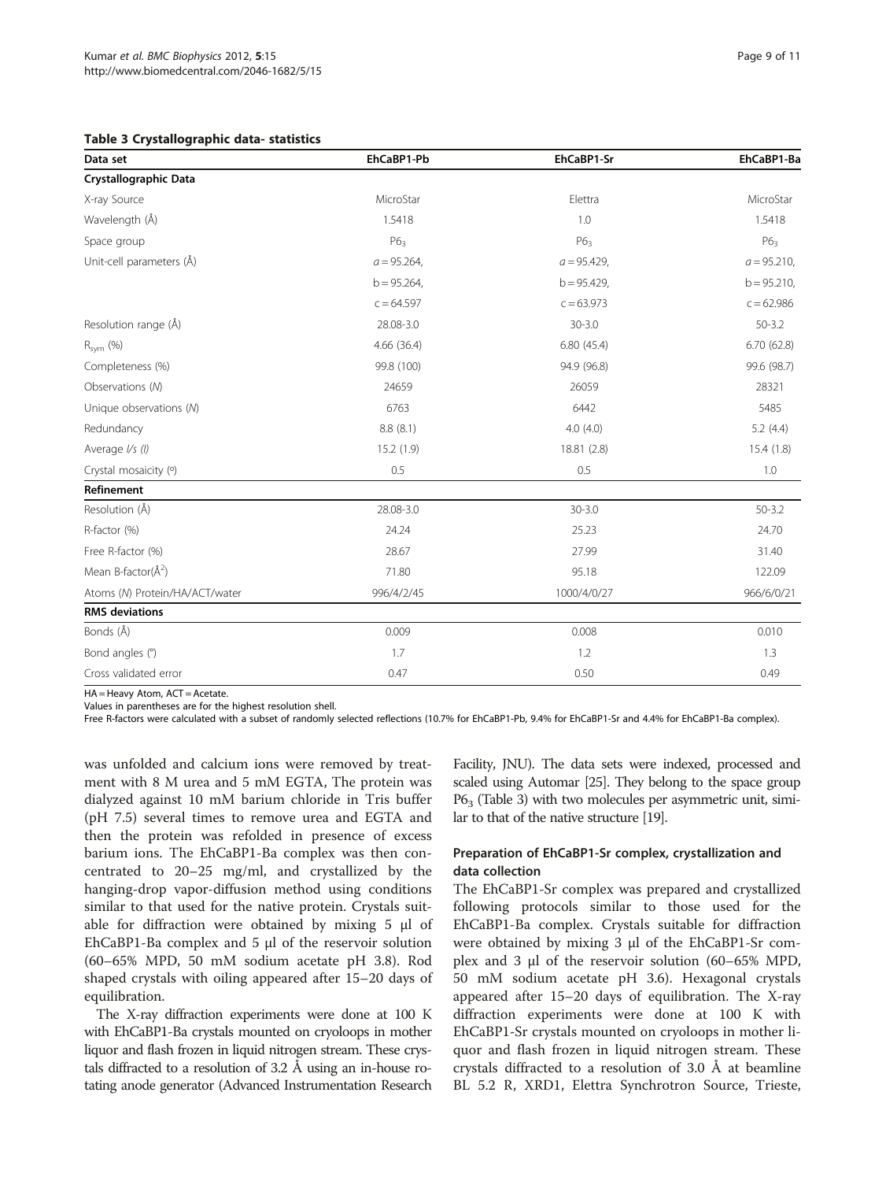**Table 3 Crystallographic data- statistics**

| Data set | EhCaBP1-Pb | EhCaBP1-Sr | EhCaBP1-Ba |
|---|---|---|---|
| **Crystallographic Data** | | | |
| X-ray Source | MicroStar | Elettra | MicroStar |
| Wavelength (Å) | 1.5418 | 1.0 | 1.5418 |
| Space group | $P6_3$ | $P6_3$ | $P6_3$ |
| Unit-cell parameters (Å) | *a* = 95.264, | *a* = 95.429, | *a* = 95.210, |
| | b = 95.264, | b = 95.429, | b = 95.210, |
| | c = 64.597 | c = 63.973 | c = 62.986 |
| Resolution range (Å) | 28.08-3.0 | 30-3.0 | 50-3.2 |
| $R_{sym}$ (%) | 4.66 (36.4) | 6.80 (45.4) | 6.70 (62.8) |
| Completeness (%) | 99.8 (100) | 94.9 (96.8) | 99.6 (98.7) |
| Observations (*N*) | 24659 | 26059 | 28321 |
| Unique observations (*N*) | 6763 | 6442 | 5485 |
| Redundancy | 8.8 (8.1) | 4.0 (4.0) | 5.2 (4.4) |
| Average *I/s (I)* | 15.2 (1.9) | 18.81 (2.8) | 15.4 (1.8) |
| Crystal mosaicity (º) | 0.5 | 0.5 | 1.0 |
| **Refinement** | | | |
| Resolution (Å) | 28.08-3.0 | 30-3.0 | 50-3.2 |
| R-factor (%) | 24.24 | 25.23 | 24.70 |
| Free R-factor (%) | 28.67 | 27.99 | 31.40 |
| Mean B-factor($Å^2$) | 71.80 | 95.18 | 122.09 |
| Atoms (*N*) Protein/HA/ACT/water | 996/4/2/45 | 1000/4/0/27 | 966/6/0/21 |
| **RMS deviations** | | | |
| Bonds (Å) | 0.009 | 0.008 | 0.010 |
| Bond angles (º) | 1.7 | 1.2 | 1.3 |
| Cross validated error | 0.47 | 0.50 | 0.49 |

HA = Heavy Atom, ACT = Acetate.
Values in parentheses are for the highest resolution shell.
Free R-factors were calculated with a subset of randomly selected reflections (10.7% for EhCaBP1-Pb, 9.4% for EhCaBP1-Sr and 4.4% for EhCaBP1-Ba complex).

was unfolded and calcium ions were removed by treatment with 8 M urea and 5 mM EGTA, The protein was dialyzed against 10 mM barium chloride in Tris buffer (pH 7.5) several times to remove urea and EGTA and then the protein was refolded in presence of excess barium ions. The EhCaBP1-Ba complex was then concentrated to 20–25 mg/ml, and crystallized by the hanging-drop vapor-diffusion method using conditions similar to that used for the native protein. Crystals suitable for diffraction were obtained by mixing 5 μl of EhCaBP1-Ba complex and 5 μl of the reservoir solution (60–65% MPD, 50 mM sodium acetate pH 3.8). Rod shaped crystals with oiling appeared after 15–20 days of equilibration.

The X-ray diffraction experiments were done at 100 K with EhCaBP1-Ba crystals mounted on cryoloops in mother liquor and flash frozen in liquid nitrogen stream. These crystals diffracted to a resolution of 3.2 Å using an in-house rotating anode generator (Advanced Instrumentation Research Facility, JNU). The data sets were indexed, processed and scaled using Automar [25]. They belong to the space group $P6_3$ (Table 3) with two molecules per asymmetric unit, similar to that of the native structure [19].

### Preparation of EhCaBP1-Sr complex, crystallization and data collection

The EhCaBP1-Sr complex was prepared and crystallized following protocols similar to those used for the EhCaBP1-Ba complex. Crystals suitable for diffraction were obtained by mixing 3 μl of the EhCaBP1-Sr complex and 3 μl of the reservoir solution (60–65% MPD, 50 mM sodium acetate pH 3.6). Hexagonal crystals appeared after 15–20 days of equilibration. The X-ray diffraction experiments were done at 100 K with EhCaBP1-Sr crystals mounted on cryoloops in mother liquor and flash frozen in liquid nitrogen stream. These crystals diffracted to a resolution of 3.0 Å at beamline BL 5.2 R, XRD1, Elettra Synchrotron Source, Trieste,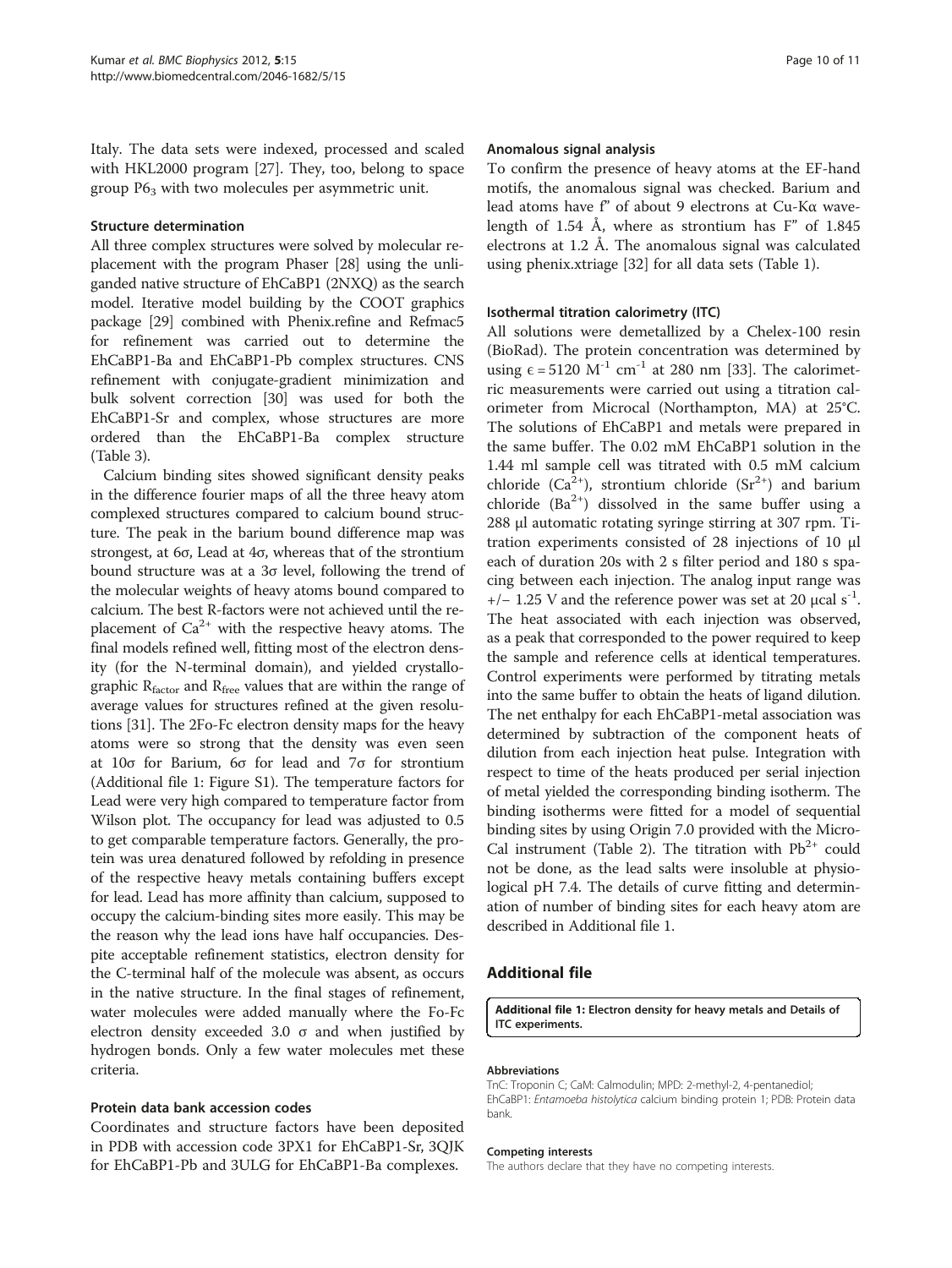Italy. The data sets were indexed, processed and scaled with HKL2000 program [27]. They, too, belong to space group $P6_3$ with two molecules per asymmetric unit.

### Structure determination

All three complex structures were solved by molecular replacement with the program Phaser [28] using the unliganded native structure of EhCaBP1 (2NXQ) as the search model. Iterative model building by the COOT graphics package [29] combined with Phenix.refine and Refmac5 for refinement was carried out to determine the EhCaBP1-Ba and EhCaBP1-Pb complex structures. CNS refinement with conjugate-gradient minimization and bulk solvent correction [30] was used for both the EhCaBP1-Sr and complex, whose structures are more ordered than the EhCaBP1-Ba complex structure (Table 3).

Calcium binding sites showed significant density peaks in the difference fourier maps of all the three heavy atom complexed structures compared to calcium bound structure. The peak in the barium bound difference map was strongest, at 6σ, Lead at 4σ, whereas that of the strontium bound structure was at a 3σ level, following the trend of the molecular weights of heavy atoms bound compared to calcium. The best R-factors were not achieved until the replacement of $Ca^{2+}$ with the respective heavy atoms. The final models refined well, fitting most of the electron density (for the N-terminal domain), and yielded crystallographic $R_{factor}$ and $R_{free}$ values that are within the range of average values for structures refined at the given resolutions [31]. The 2Fo-Fc electron density maps for the heavy atoms were so strong that the density was even seen at 10σ for Barium, 6σ for lead and 7σ for strontium (Additional file 1: Figure S1). The temperature factors for Lead were very high compared to temperature factor from Wilson plot. The occupancy for lead was adjusted to 0.5 to get comparable temperature factors. Generally, the protein was urea denatured followed by refolding in presence of the respective heavy metals containing buffers except for lead. Lead has more affinity than calcium, supposed to occupy the calcium-binding sites more easily. This may be the reason why the lead ions have half occupancies. Despite acceptable refinement statistics, electron density for the C-terminal half of the molecule was absent, as occurs in the native structure. In the final stages of refinement, water molecules were added manually where the Fo-Fc electron density exceeded 3.0 σ and when justified by hydrogen bonds. Only a few water molecules met these criteria.

### Protein data bank accession codes

Coordinates and structure factors have been deposited in PDB with accession code 3PX1 for EhCaBP1-Sr, 3QJK for EhCaBP1-Pb and 3ULG for EhCaBP1-Ba complexes.

### Anomalous signal analysis

To confirm the presence of heavy atoms at the EF-hand motifs, the anomalous signal was checked. Barium and lead atoms have f" of about 9 electrons at Cu-Kα wavelength of 1.54 Å, where as strontium has F" of 1.845 electrons at 1.2 Å. The anomalous signal was calculated using phenix.xtriage [32] for all data sets (Table 1).

### Isothermal titration calorimetry (ITC)

All solutions were demetallized by a Chelex-100 resin (BioRad). The protein concentration was determined by using $\epsilon = 5120\ M^{-1}\ cm^{-1}$ at 280 nm [33]. The calorimetric measurements were carried out using a titration calorimeter from Microcal (Northampton, MA) at 25°C. The solutions of EhCaBP1 and metals were prepared in the same buffer. The 0.02 mM EhCaBP1 solution in the 1.44 ml sample cell was titrated with 0.5 mM calcium chloride ($Ca^{2+}$), strontium chloride ($Sr^{2+}$) and barium chloride ($Ba^{2+}$) dissolved in the same buffer using a 288 μl automatic rotating syringe stirring at 307 rpm. Titration experiments consisted of 28 injections of 10 μl each of duration 20s with 2 s filter period and 180 s spacing between each injection. The analog input range was +/− 1.25 V and the reference power was set at 20 μcal $s^{-1}$. The heat associated with each injection was observed, as a peak that corresponded to the power required to keep the sample and reference cells at identical temperatures. Control experiments were performed by titrating metals into the same buffer to obtain the heats of ligand dilution. The net enthalpy for each EhCaBP1-metal association was determined by subtraction of the component heats of dilution from each injection heat pulse. Integration with respect to time of the heats produced per serial injection of metal yielded the corresponding binding isotherm. The binding isotherms were fitted for a model of sequential binding sites by using Origin 7.0 provided with the MicroCal instrument (Table 2). The titration with $Pb^{2+}$ could not be done, as the lead salts were insoluble at physiological pH 7.4. The details of curve fitting and determination of number of binding sites for each heavy atom are described in Additional file 1.

## Additional file

**Additional file 1: Electron density for heavy metals and Details of ITC experiments.**

#### Abbreviations

TnC: Troponin C; CaM: Calmodulin; MPD: 2-methyl-2, 4-pentanediol; EhCaBP1: *Entamoeba histolytica* calcium binding protein 1; PDB: Protein data bank.

#### Competing interests

The authors declare that they have no competing interests.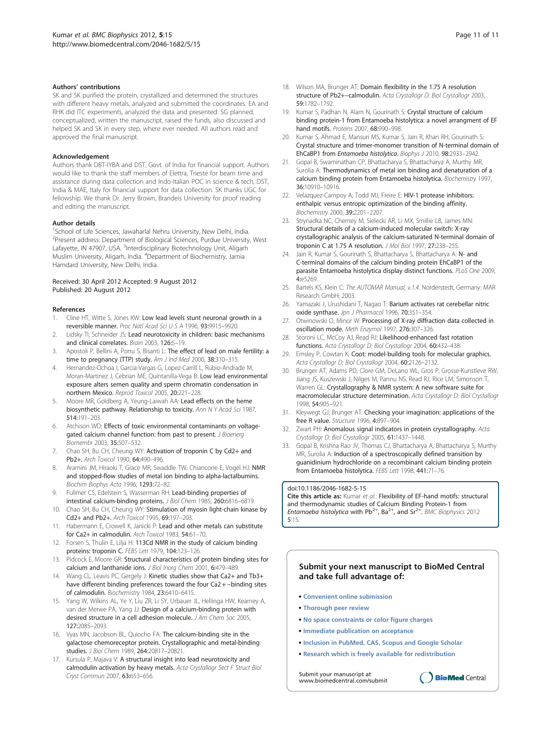### Authors' contributions

SK and SK purified the protein, crystallized and determined the structures with different heavy metals, analyzed and submitted the coordinates. EA and RHK did ITC experiments, analyzed the data and presented. SG planned, conceptualized, written the manuscript, raised the funds, also discussed and helped SK and SK in every step, where ever needed. All authors read and approved the final manuscript.

### Acknowledgement

Authors thank DBT-IYBA and DST, Govt. of India for financial support. Authors would like to thank the staff members of Elettra, Trieste for beam time and assistance during data collection and Indo-Italian POC in science & tech, DST, India & MAE, Italy for financial support for data collection. SK thanks UGC for fellowship. We thank Dr. Jerry Brown, Brandeis University for proof reading and editing the manuscript.

### Author details

[1]School of Life Sciences, Jawaharlal Nehru University, New Delhi, India. [2]Present address: Department of Biological Sciences, Purdue University, West Lafayette, IN 47907, USA. [3]Interdisciplinary Biotechnology Unit, Aligarh Muslim University, Aligarh, India. [4]Department of Biochemistry, Jamia Hamdard University, New Delhi, India.

Received: 30 April 2012 Accepted: 9 August 2012
Published: 20 August 2012

### References

1. Cline HT, Witte S, Jones KW: **Low lead levels stunt neuronal growth in a reversible manner.** *Proc Natl Acad Sci U S A* 1996, **93:**9915–9920.
2. Lidsky TI, Schneider JS: **Lead neurotoxicity in children: basic mechanisms and clinical correlates.** *Brain* 2003, **126:**5–19.
3. Apostoli P, Bellini A, Porru S, Bisanti L: **The effect of lead on male fertility: a time to pregnancy (TTP) study.** *Am J Ind Med* 2000, **38:**310–315.
4. Hernandez-Ochoa I, Garcia-Vargas G, Lopez-Carrill L, Rubio-Andrade M, Moran-Martinez J, Cebrian ME, Quintanilla-Vega B: **Low lead environmental exposure alters semen quality and sperm chromatin condensation in northern Mexico.** *Reprod Toxicol* 2005, **20:**221–228.
5. Moore MR, Goldberg A, Yeung-Laiwah AA: **Lead effects on the heme biosynthetic pathway. Relationship to toxicity.** *Ann N Y Acad Sci* 1987, **514:**191–203.
6. Atchison WD: **Effects of toxic environmental contaminants on voltage-gated calcium channel function: from past to present.** *J Bioenerg Biomembr* 2003, **35:**507–532.
7. Chao SH, Bu CH, Cheung WY: **Activation of troponin C by Cd2+ and Pb2+.** *Arch Toxicol* 1990, **64:**490–496.
8. Aramini JM, Hiraoki T, Grace MR, Swaddle TW, Chiancone E, Vogel HJ: **NMR and stopped-flow studies of metal ion binding to alpha-lactalbumins.** *Biochim Biophys Acta* 1996, **1293:**72–82.
9. Fullmer CS, Edelstein S, Wasserman RH: **Lead-binding properties of intestinal calcium-binding proteins.** *J Biol Chem* 1985, **260:**6816–6819.
10. Chao SH, Bu CH, Cheung WY: **Stimulation of myosin light-chain kinase by Cd2+ and Pb2+.** *Arch Toxicol* 1995, **69:**197–203.
11. Habermann E, Crowell K, Janicki P: **Lead and other metals can substitute for Ca2+ in calmodulin.** *Arch Toxicol* 1983, **54:**61–70.
12. Forsen S, Thulin E, Lilja H: **113Cd NMR in the study of calcium binding proteins: troponin C.** *FEBS Lett* 1979, **104:**123–126.
13. Pidcock E, Moore GR: **Structural characteristics of protein binding sites for calcium and lanthanide ions.** *J Biol Inorg Chem* 2001, **6:**479–489.
14. Wang CL, Leavis PC, Gergely J: **Kinetic studies show that Ca2+ and Tb3+ have different binding preferences toward the four Ca2+−binding sites of calmodulin.** *Biochemistry* 1984, **23:**6410–6415.
15. Yang W, Wilkins AL, Ye Y, Liu ZR, Li SY, Urbauer JL, Hellinga HW, Kearney A, van der Merwe PA, Yang JJ: **Design of a calcium-binding protein with desired structure in a cell adhesion molecule.** *J Am Chem Soc* 2005, **127:**2085–2093.
16. Vyas MN, Jacobson BL, Quiocho FA: **The calcium-binding site in the galactose chemoreceptor protein. Crystallographic and metal-binding studies.** *J Biol Chem* 1989, **264:**20817–20821.
17. Kursula P, Majava V: **A structural insight into lead neurotoxicity and calmodulin activation by heavy metals.** *Acta Crystallogr Sect F Struct Biol Cryst Commun* 2007, **63:**653–656.
18. Wilson MA, Brunger AT: **Domain flexibility in the 1.75 A resolution structure of Pb2+−calmodulin.** *Acta Crystallogr D: Biol Crystallogr* 2003, **59:**1782–1792.
19. Kumar S, Padhan N, Alam N, Gourinath S: **Crystal structure of calcium binding protein-1 from Entamoeba histolytica: a novel arrangement of EF hand motifs.** *Proteins* 2007, **68:**990–998.
20. Kumar S, Ahmad E, Mansuri MS, Kumar S, Jain R, Khan RH, Gourinath S: **Crystal structure and trimer-monomer transition of N-terminal domain of EhCaBP1 from *Entamoeba histolytica*.** *Biophys J* 2010, **98:**2933–2942.
21. Gopal B, Swaminathan CP, Bhattacharya S, Bhattacharya A, Murthy MR, Surolia A: **Thermodynamics of metal ion binding and denaturation of a calcium binding protein from Entamoeba histolytica.** *Biochemistry* 1997, **36:**10910–10916.
22. Velazquez-Campoy A, Todd MJ, Freire E: **HIV-1 protease inhibitors: enthalpic versus entropic optimization of the binding affinity.** *Biochemistry* 2000, **39:**2201–2207.
23. Strynadka NC, Cherney M, Sielecki AR, Li MX, Smillie LB, James MN: **Structural details of a calcium-induced molecular switch: X-ray crystallographic analysis of the calcium-saturated N-terminal domain of troponin C at 1.75 A resolution.** *J Mol Biol* 1997, **27:**238–255.
24. Jain R, Kumar S, Gourinath S, Bhattacharya S, Bhattacharya A: **N- and C-terminal domains of the calcium binding protein EhCaBP1 of the parasite Entamoeba histolytica display distinct functions.** *PLoS One* 2009, **4:**e5269.
25. Bartels KS, Klein C: *The AUTOMAR Manual, v.1.4.* Norderstedt, Germany: MAR Research GmbH; 2003.
26. Yamazaki J, Urushidani T, Nagao T: **Barium activates rat cerebellar nitric oxide synthase.** *Jpn J Pharmacol* 1996, **70:**351–354.
27. Otwinowski O, Minor W: **Processing of X-ray diffraction data collected in oscillation mode.** *Meth Enzymol* 1997, **276:**307–326.
28. Storoni LC, McCoy AJ, Read RJ: **Likelihood-enhanced fast rotation functions.** *Acta Crystallogr D: Biol Crystallogr* 2004, **60:**432–438.
29. Emsley P, Cowtan K: **Coot: model-building tools for molecular graphics.** *Acta Crystallogr D: Biol Crystallogr* 2004, **60:**2126–2132.
30. Brunger AT, Adams PD, Clore GM, DeLano WL, Gros P, Grosse-Kunstleve RW, Jiang JS, Kuszewski J, Nilges M, Pannu NS, Read RJ, Rice LM, Simonson T, Warren GL: **Crystallography & NMR system: A new software suite for macromolecular structure determination.** *Acta Crystallogr D: Biol Crystallogr* 1998, **54:**905–921.
31. Kleywegt GJ, Brunger AT: **Checking your imagination: applications of the free R value.** *Structure* 1996, **4:**897–904.
32. Zwart PH: **Anomalous signal indicators in protein crystallography.** *Acta Crystallogr D: Biol Crystallogr* 2005, **61:**1437–1448.
33. Gopal B, Krishna Rao JV, Thomas CJ, Bhattacharya A, Bhattacharya S, Murthy MR, Surolia A: **Induction of a spectroscopically defined transition by guanidinium hydrochloride on a recombinant calcium binding protein from Entamoeba histolytica.** *FEBS Lett* 1998, **441:**71–76.

doi:10.1186/2046-1682-5-15

**Cite this article as:** Kumar *et al.*: Flexibility of EF-hand motifs: structural and thermodynamic studies of Calcium Binding Protein-1 from *Entamoeba histolytica* with $Pb^{2+}$, $Ba^{2+}$, and $Sr^{2+}$. *BMC Biophysics* 2012 **5**:15.

**Submit your next manuscript to BioMed Central and take full advantage of:**

- **Convenient online submission**
- **Thorough peer review**
- **No space constraints or color figure charges**
- **Immediate publication on acceptance**
- **Inclusion in PubMed, CAS, Scopus and Google Scholar**
- **Research which is freely available for redistribution**

Submit your manuscript at
www.biomedcentral.com/submit

BioMed Central